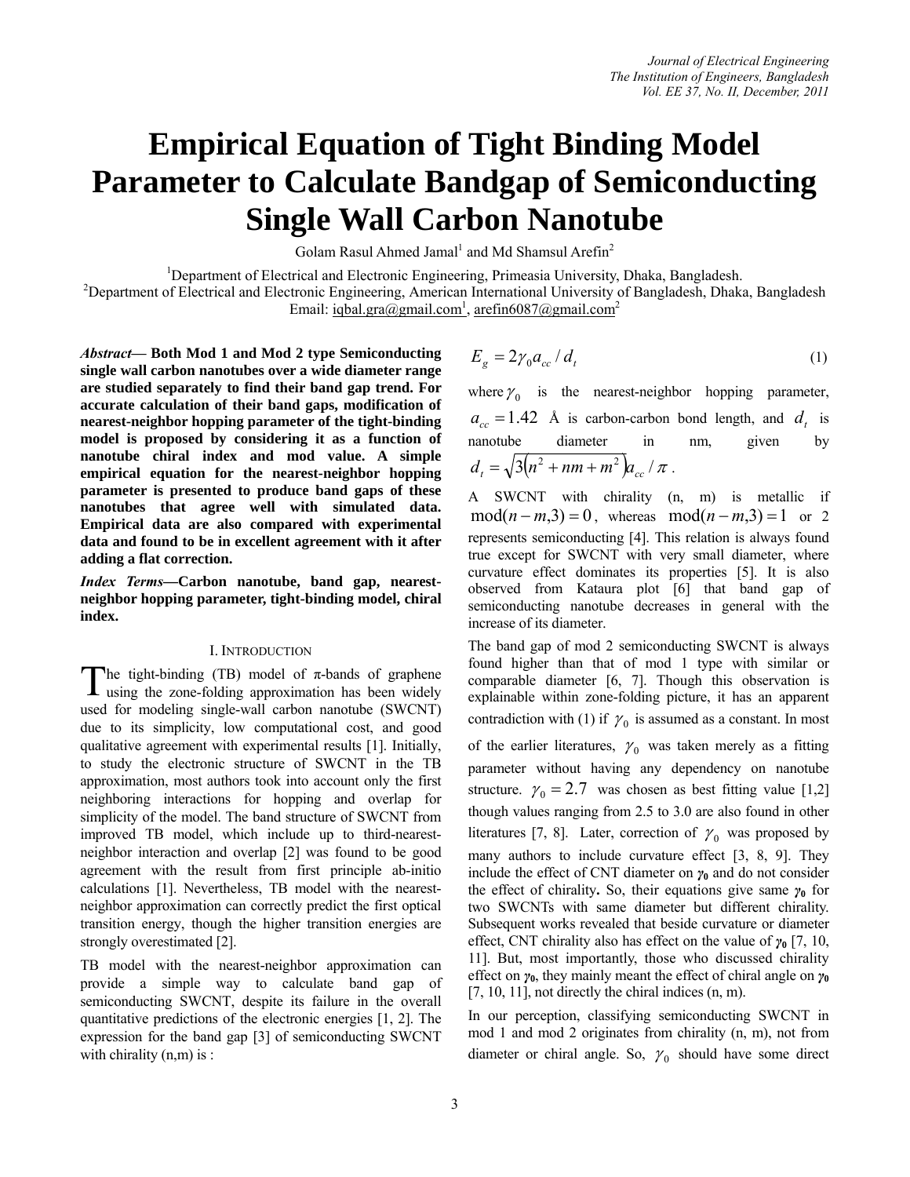# Empirical Equation of Tight Binding Model Parameter to Calculate Bandgap of Semiconducting Single Wall Carbon Nanotube

Golam Rasul Ahmed Jamal[1] and Md Shamsul Arefin[2]

[1]Department of Electrical and Electronic Engineering, Primeasia University, Dhaka, Bangladesh.
[2]Department of Electrical and Electronic Engineering, American International University of Bangladesh, Dhaka, Bangladesh
Email: iqbal.gra@gmail.com[1], arefin6087@gmail.com[2]

***Abstract*— Both Mod 1 and Mod 2 type Semiconducting single wall carbon nanotubes over a wide diameter range are studied separately to find their band gap trend. For accurate calculation of their band gaps, modification of nearest-neighbor hopping parameter of the tight-binding model is proposed by considering it as a function of nanotube chiral index and mod value. A simple empirical equation for the nearest-neighbor hopping parameter is presented to produce band gaps of these nanotubes that agree well with simulated data. Empirical data are also compared with experimental data and found to be in excellent agreement with it after adding a flat correction.**

***Index Terms*—Carbon nanotube, band gap, nearest-neighbor hopping parameter, tight-binding model, chiral index.**

## I. Introduction

The tight-binding (TB) model of π-bands of graphene using the zone-folding approximation has been widely used for modeling single-wall carbon nanotube (SWCNT) due to its simplicity, low computational cost, and good qualitative agreement with experimental results [1]. Initially, to study the electronic structure of SWCNT in the TB approximation, most authors took into account only the first neighboring interactions for hopping and overlap for simplicity of the model. The band structure of SWCNT from improved TB model, which include up to third-nearest-neighbor interaction and overlap [2] was found to be good agreement with the result from first principle ab-initio calculations [1]. Nevertheless, TB model with the nearest-neighbor approximation can correctly predict the first optical transition energy, though the higher transition energies are strongly overestimated [2].

TB model with the nearest-neighbor approximation can provide a simple way to calculate band gap of semiconducting SWCNT, despite its failure in the overall quantitative predictions of the electronic energies [1, 2]. The expression for the band gap [3] of semiconducting SWCNT with chirality (n,m) is :

$$E_g = 2\gamma_0 a_{cc} / d_t \tag{1}$$

where $\gamma_0$ is the nearest-neighbor hopping parameter, $a_{cc} = 1.42$ Å is carbon-carbon bond length, and $d_t$ is nanotube diameter in nm, given by $d_t = \sqrt{3(n^2 + nm + m^2)}\, a_{cc} / \pi$ .

A SWCNT with chirality (n, m) is metallic if $\mathrm{mod}(n-m,3) = 0$, whereas $\mathrm{mod}(n-m,3) = 1$ or 2 represents semiconducting [4]. This relation is always found true except for SWCNT with very small diameter, where curvature effect dominates its properties [5]. It is also observed from Kataura plot [6] that band gap of semiconducting nanotube decreases in general with the increase of its diameter.

The band gap of mod 2 semiconducting SWCNT is always found higher than that of mod 1 type with similar or comparable diameter [6, 7]. Though this observation is explainable within zone-folding picture, it has an apparent contradiction with (1) if $\gamma_0$ is assumed as a constant. In most of the earlier literatures, $\gamma_0$ was taken merely as a fitting parameter without having any dependency on nanotube structure. $\gamma_0 = 2.7$ was chosen as best fitting value [1,2] though values ranging from 2.5 to 3.0 are also found in other literatures [7, 8]. Later, correction of $\gamma_0$ was proposed by many authors to include curvature effect [3, 8, 9]. They include the effect of CNT diameter on $\boldsymbol{\gamma_0}$ and do not consider the effect of chirality**.** So, their equations give same $\boldsymbol{\gamma_0}$ for two SWCNTs with same diameter but different chirality. Subsequent works revealed that beside curvature or diameter effect, CNT chirality also has effect on the value of $\boldsymbol{\gamma_0}$ [7, 10, 11]. But, most importantly, those who discussed chirality effect on $\boldsymbol{\gamma_0}$, they mainly meant the effect of chiral angle on $\boldsymbol{\gamma_0}$ [7, 10, 11], not directly the chiral indices (n, m).

In our perception, classifying semiconducting SWCNT in mod 1 and mod 2 originates from chirality (n, m), not from diameter or chiral angle. So, $\gamma_0$ should have some direct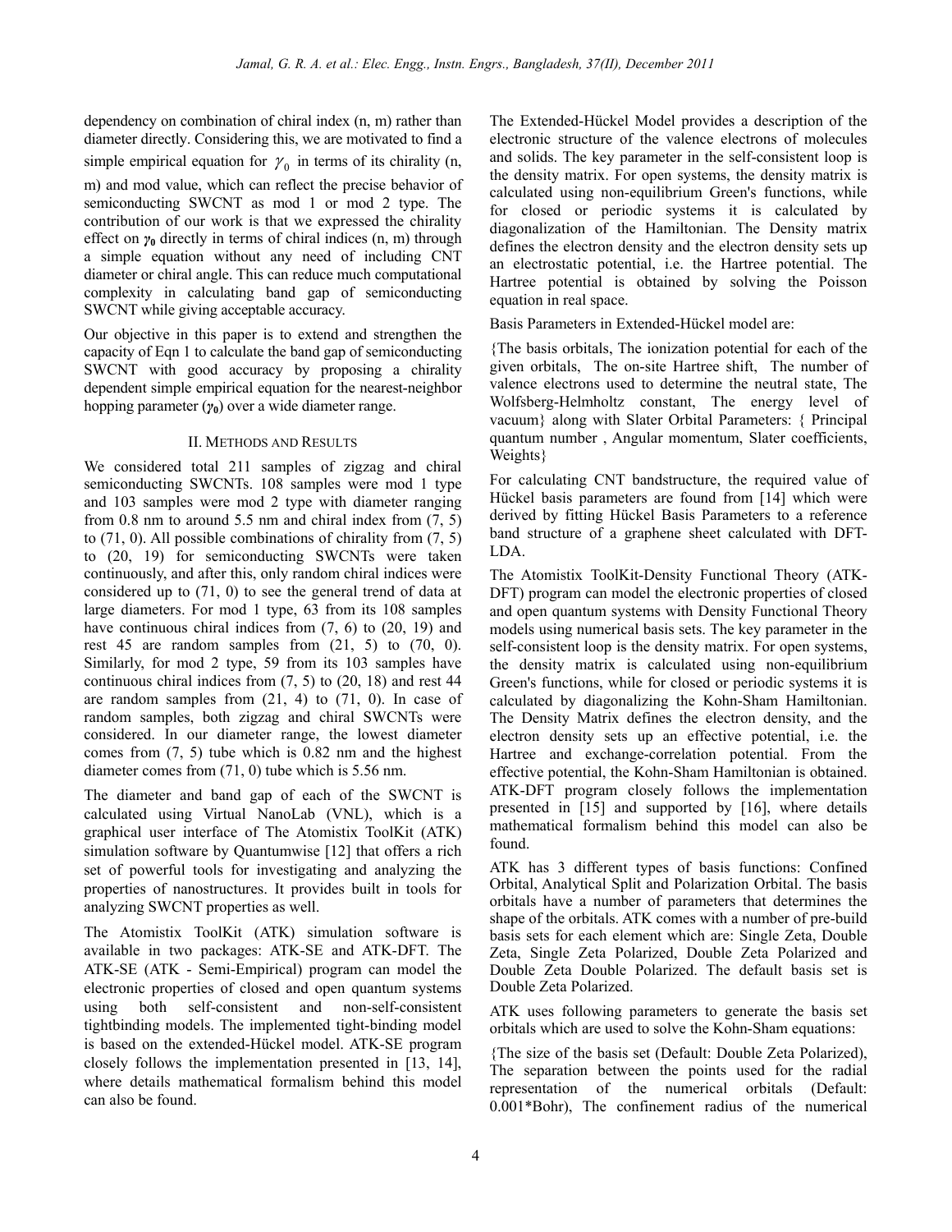dependency on combination of chiral index (n, m) rather than diameter directly. Considering this, we are motivated to find a simple empirical equation for $\gamma_0$ in terms of its chirality (n, m) and mod value, which can reflect the precise behavior of semiconducting SWCNT as mod 1 or mod 2 type. The contribution of our work is that we expressed the chirality effect on $\boldsymbol{\gamma_0}$ directly in terms of chiral indices (n, m) through a simple equation without any need of including CNT diameter or chiral angle. This can reduce much computational complexity in calculating band gap of semiconducting SWCNT while giving acceptable accuracy.

Our objective in this paper is to extend and strengthen the capacity of Eqn 1 to calculate the band gap of semiconducting SWCNT with good accuracy by proposing a chirality dependent simple empirical equation for the nearest-neighbor hopping parameter ($\boldsymbol{\gamma_0}$) over a wide diameter range.

## II. Methods and Results

We considered total 211 samples of zigzag and chiral semiconducting SWCNTs. 108 samples were mod 1 type and 103 samples were mod 2 type with diameter ranging from 0.8 nm to around 5.5 nm and chiral index from (7, 5) to (71, 0). All possible combinations of chirality from (7, 5) to (20, 19) for semiconducting SWCNTs were taken continuously, and after this, only random chiral indices were considered up to (71, 0) to see the general trend of data at large diameters. For mod 1 type, 63 from its 108 samples have continuous chiral indices from (7, 6) to (20, 19) and rest 45 are random samples from (21, 5) to (70, 0). Similarly, for mod 2 type, 59 from its 103 samples have continuous chiral indices from (7, 5) to (20, 18) and rest 44 are random samples from (21, 4) to (71, 0). In case of random samples, both zigzag and chiral SWCNTs were considered. In our diameter range, the lowest diameter comes from (7, 5) tube which is 0.82 nm and the highest diameter comes from (71, 0) tube which is 5.56 nm.

The diameter and band gap of each of the SWCNT is calculated using Virtual NanoLab (VNL), which is a graphical user interface of The Atomistix ToolKit (ATK) simulation software by Quantumwise [12] that offers a rich set of powerful tools for investigating and analyzing the properties of nanostructures. It provides built in tools for analyzing SWCNT properties as well.

The Atomistix ToolKit (ATK) simulation software is available in two packages: ATK-SE and ATK-DFT. The ATK-SE (ATK - Semi-Empirical) program can model the electronic properties of closed and open quantum systems using both self-consistent and non-self-consistent tightbinding models. The implemented tight-binding model is based on the extended-Hückel model. ATK-SE program closely follows the implementation presented in [13, 14], where details mathematical formalism behind this model can also be found.

The Extended-Hückel Model provides a description of the electronic structure of the valence electrons of molecules and solids. The key parameter in the self-consistent loop is the density matrix. For open systems, the density matrix is calculated using non-equilibrium Green's functions, while for closed or periodic systems it is calculated by diagonalization of the Hamiltonian. The Density matrix defines the electron density and the electron density sets up an electrostatic potential, i.e. the Hartree potential. The Hartree potential is obtained by solving the Poisson equation in real space.

Basis Parameters in Extended-Hückel model are:

{The basis orbitals, The ionization potential for each of the given orbitals, The on-site Hartree shift, The number of valence electrons used to determine the neutral state, The Wolfsberg-Helmholtz constant, The energy level of vacuum} along with Slater Orbital Parameters: { Principal quantum number , Angular momentum, Slater coefficients, Weights}

For calculating CNT bandstructure, the required value of Hückel basis parameters are found from [14] which were derived by fitting Hückel Basis Parameters to a reference band structure of a graphene sheet calculated with DFT-LDA.

The Atomistix ToolKit-Density Functional Theory (ATK-DFT) program can model the electronic properties of closed and open quantum systems with Density Functional Theory models using numerical basis sets. The key parameter in the self-consistent loop is the density matrix. For open systems, the density matrix is calculated using non-equilibrium Green's functions, while for closed or periodic systems it is calculated by diagonalizing the Kohn-Sham Hamiltonian. The Density Matrix defines the electron density, and the electron density sets up an effective potential, i.e. the Hartree and exchange-correlation potential. From the effective potential, the Kohn-Sham Hamiltonian is obtained. ATK-DFT program closely follows the implementation presented in [15] and supported by [16], where details mathematical formalism behind this model can also be found.

ATK has 3 different types of basis functions: Confined Orbital, Analytical Split and Polarization Orbital. The basis orbitals have a number of parameters that determines the shape of the orbitals. ATK comes with a number of pre-build basis sets for each element which are: Single Zeta, Double Zeta, Single Zeta Polarized, Double Zeta Polarized and Double Zeta Double Polarized. The default basis set is Double Zeta Polarized.

ATK uses following parameters to generate the basis set orbitals which are used to solve the Kohn-Sham equations:

{The size of the basis set (Default: Double Zeta Polarized), The separation between the points used for the radial representation of the numerical orbitals (Default: 0.001*Bohr), The confinement radius of the numerical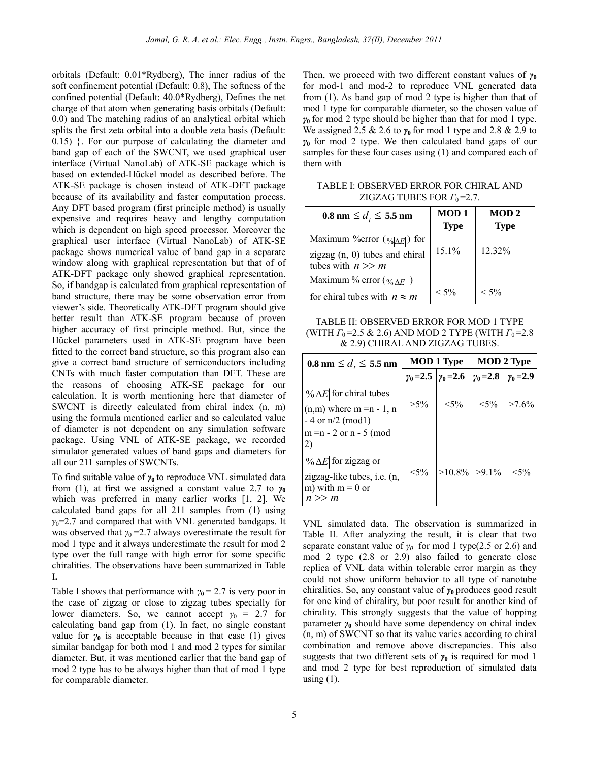orbitals (Default: 0.01*Rydberg), The inner radius of the soft confinement potential (Default: 0.8), The softness of the confined potential (Default: 40.0*Rydberg), Defines the net charge of that atom when generating basis orbitals (Default: 0.0) and The matching radius of an analytical orbital which splits the first zeta orbital into a double zeta basis (Default: 0.15) }. For our purpose of calculating the diameter and band gap of each of the SWCNT, we used graphical user interface (Virtual NanoLab) of ATK-SE package which is based on extended-Hückel model as described before. The ATK-SE package is chosen instead of ATK-DFT package because of its availability and faster computation process. Any DFT based program (first principle method) is usually expensive and requires heavy and lengthy computation which is dependent on high speed processor. Moreover the graphical user interface (Virtual NanoLab) of ATK-SE package shows numerical value of band gap in a separate window along with graphical representation but that of of ATK-DFT package only showed graphical representation. So, if bandgap is calculated from graphical representation of band structure, there may be some observation error from viewer's side. Theoretically ATK-DFT program should give better result than ATK-SE program because of proven higher accuracy of first principle method. But, since the Hückel parameters used in ATK-SE program have been fitted to the correct band structure, so this program also can give a correct band structure of semiconductors including CNTs with much faster computation than DFT. These are the reasons of choosing ATK-SE package for our calculation. It is worth mentioning here that diameter of SWCNT is directly calculated from chiral index (n, m) using the formula mentioned earlier and so calculated value of diameter is not dependent on any simulation software package. Using VNL of ATK-SE package, we recorded simulator generated values of band gaps and diameters for all our 211 samples of SWCNTs.

To find suitable value of $\gamma_0$ to reproduce VNL simulated data from (1), at first we assigned a constant value 2.7 to $\gamma_0$ which was preferred in many earlier works [1, 2]. We calculated band gaps for all 211 samples from (1) using $\gamma_0$=2.7 and compared that with VNL generated bandgaps. It was observed that $\gamma_0$ =2.7 always overestimate the result for mod 1 type and it always underestimate the result for mod 2 type over the full range with high error for some specific chiralities. The observations have been summarized in Table I.

Table I shows that performance with $\gamma_0$ = 2.7 is very poor in the case of zigzag or close to zigzag tubes specially for lower diameters. So, we cannot accept $\gamma_0$ = 2.7 for calculating band gap from (1). In fact, no single constant value for $\gamma_0$ is acceptable because in that case (1) gives similar bandgap for both mod 1 and mod 2 types for similar diameter. But, it was mentioned earlier that the band gap of mod 2 type has to be always higher than that of mod 1 type for comparable diameter.

Then, we proceed with two different constant values of $\gamma_0$ for mod-1 and mod-2 to reproduce VNL generated data from (1). As band gap of mod 2 type is higher than that of mod 1 type for comparable diameter, so the chosen value of $\gamma_0$ for mod 2 type should be higher than that for mod 1 type. We assigned 2.5 & 2.6 to $\gamma_0$ for mod 1 type and 2.8 & 2.9 to $\gamma_0$ for mod 2 type. We then calculated band gaps of our samples for these four cases using (1) and compared each of them with VNL simulated data. The observation is summarized in Table II. After analyzing the result, it is clear that two separate constant value of $\gamma_0$ for mod 1 type(2.5 or 2.6) and mod 2 type (2.8 or 2.9) also failed to generate close replica of VNL data within tolerable error margin as they could not show uniform behavior to all type of nanotube chiralities. So, any constant value of $\gamma_0$ produces good result for one kind of chirality, but poor result for another kind of chirality. This strongly suggests that the value of hopping parameter $\gamma_0$ should have some dependency on chiral index (n, m) of SWCNT so that its value varies according to chiral combination and remove above discrepancies. This also suggests that two different sets of $\gamma_0$ is required for mod 1 and mod 2 type for best reproduction of simulated data using (1).

TABLE I: OBSERVED ERROR FOR CHIRAL AND ZIGZAG TUBES FOR $\Gamma_0$=2.7.

| 0.8 nm $\leq d_t \leq$ 5.5 nm | MOD 1 Type | MOD 2 Type |
|---|---|---|
| Maximum %error ($\%\|\Delta E\|$) for zigzag (n, 0) tubes and chiral tubes with $n >> m$ | 15.1% | 12.32% |
| Maximum % error ($\%\|\Delta E\|$) for chiral tubes with $n \approx m$ | < 5% | < 5% |

TABLE II: OBSERVED ERROR FOR MOD 1 TYPE (WITH $\Gamma_0$=2.5 & 2.6) AND MOD 2 TYPE (WITH $\Gamma_0$=2.8 & 2.9) CHIRAL AND ZIGZAG TUBES.

| 0.8 nm $\leq d_t \leq$ 5.5 nm | MOD 1 Type | | MOD 2 Type | |
|---|---|---|---|---|
| | $\gamma_0$=2.5 | $\gamma_0$=2.6 | $\gamma_0$=2.8 | $\gamma_0$=2.9 |
| $\%\|\Delta E\|$ for chiral tubes (n,m) where m =n - 1, n - 4 or n/2 (mod1) m =n - 2 or n - 5 (mod 2) | >5% | <5% | <5% | >7.6% |
| $\%\|\Delta E\|$ for zigzag or zigzag-like tubes, i.e. (n, m) with m = 0 or $n >> m$ | <5% | >10.8% | >9.1% | <5% |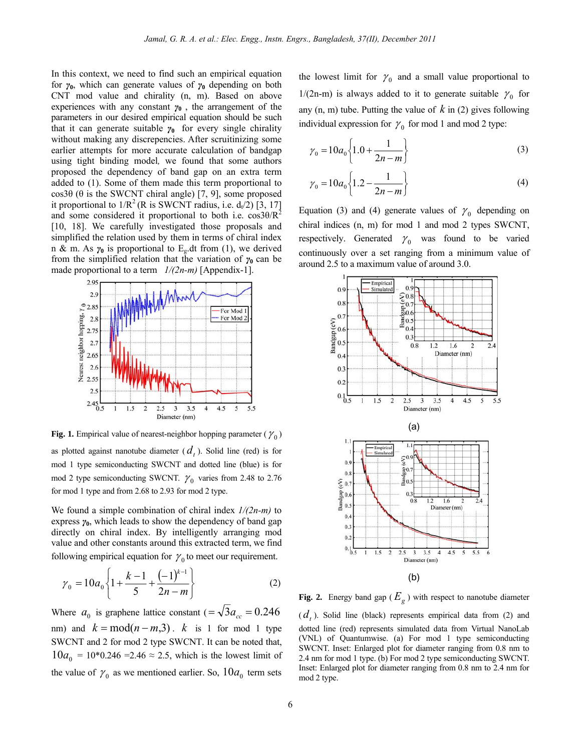In this context, we need to find such an empirical equation for $\gamma_0$, which can generate values of $\gamma_0$ depending on both CNT mod value and chirality (n, m). Based on above experiences with any constant $\gamma_0$, the arrangement of the parameters in our desired empirical equation should be such that it can generate suitable $\gamma_0$ for every single chirality without making any discrepencies. After scruitinizing some earlier attempts for more accurate calculation of bandgap using tight binding model, we found that some authors proposed the dependency of band gap on an extra term added to (1). Some of them made this term proportional to $\cos 3\theta$ ($\theta$ is the SWCNT chiral angle) [7, 9], some proposed it proportional to $1/R^2$ (R is SWCNT radius, i.e. $d_t/2$) [3, 17] and some considered it proportional to both i.e. $\cos 3\theta/R^2$ [10, 18]. We carefully investigated those proposals and simplified the relation used by them in terms of chiral index n & m. As $\gamma_0$ is proportional to $E_g.d_t$ from (1), we derived from the simplified relation that the variation of $\gamma_0$ can be made proportional to a term *1/(2n-m)* [Appendix-1].

**Fig. 1.** Empirical value of nearest-neighbor hopping parameter ($\gamma_0$) as plotted against nanotube diameter ($d_t$). Solid line (red) is for mod 1 type semiconducting SWCNT and dotted line (blue) is for mod 2 type semiconducting SWCNT. $\gamma_0$ varies from 2.48 to 2.76 for mod 1 type and from 2.68 to 2.93 for mod 2 type.

We found a simple combination of chiral index *1/(2n-m)* to express $\gamma_0$, which leads to show the dependency of band gap directly on chiral index. By intelligently arranging mod value and other constants around this extracted term, we find following empirical equation for $\gamma_0$ to meet our requirement.

$$\gamma_0 = 10a_0\left\{1 + \frac{k-1}{5} + \frac{(-1)^{k-1}}{2n-m}\right\} \tag{2}$$

Where $a_0$ is graphene lattice constant ($= \sqrt{3}a_{cc} = 0.246$ nm) and $k = \text{mod}(n-m,3)$. $k$ is 1 for mod 1 type SWCNT and 2 for mod 2 type SWCNT. It can be noted that, $10a_0$ = 10*0.246 =2.46 ≈ 2.5, which is the lowest limit of the value of $\gamma_0$ as we mentioned earlier. So, $10a_0$ term sets the lowest limit for $\gamma_0$ and a small value proportional to 1/(2n-m) is always added to it to generate suitable $\gamma_0$ for any (n, m) tube. Putting the value of $k$ in (2) gives following individual expression for $\gamma_0$ for mod 1 and mod 2 type:

$$\gamma_0 = 10a_0\left\{1.0 + \frac{1}{2n-m}\right\} \tag{3}$$

$$\gamma_0 = 10a_0\left\{1.2 - \frac{1}{2n-m}\right\} \tag{4}$$

Equation (3) and (4) generate values of $\gamma_0$ depending on chiral indices (n, m) for mod 1 and mod 2 types SWCNT, respectively. Generated $\gamma_0$ was found to be varied continuously over a set ranging from a minimum value of around 2.5 to a maximum value of around 3.0.

(a)

(b)

**Fig. 2.** Energy band gap ($E_g$) with respect to nanotube diameter ($d_t$). Solid line (black) represents empirical data from (2) and dotted line (red) represents simulated data from Virtual NanoLab (VNL) of Quantumwise. (a) For mod 1 type semiconducting SWCNT. Inset: Enlarged plot for diameter ranging from 0.8 nm to 2.4 nm for mod 1 type. (b) For mod 2 type semiconducting SWCNT. Inset: Enlarged plot for diameter ranging from 0.8 nm to 2.4 nm for mod 2 type.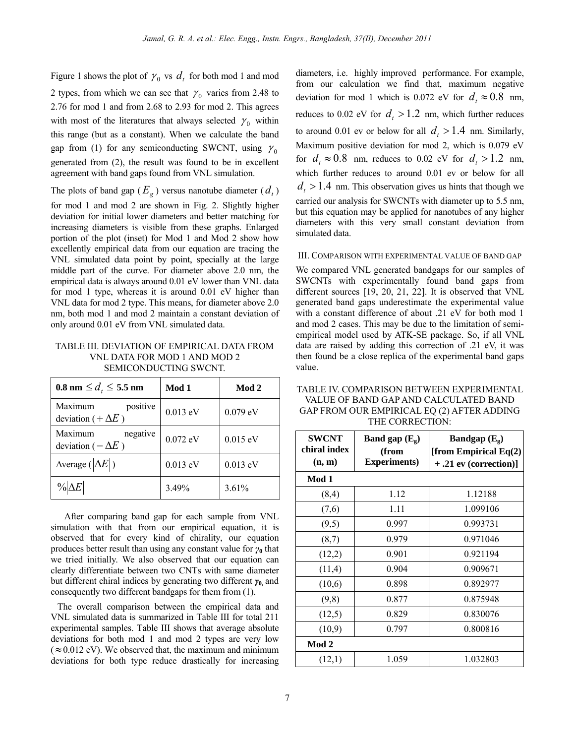Figure 1 shows the plot of $\gamma_0$ vs $d_t$ for both mod 1 and mod 2 types, from which we can see that $\gamma_0$ varies from 2.48 to 2.76 for mod 1 and from 2.68 to 2.93 for mod 2. This agrees with most of the literatures that always selected $\gamma_0$ within this range (but as a constant). When we calculate the band gap from (1) for any semiconducting SWCNT, using $\gamma_0$ generated from (2), the result was found to be in excellent agreement with band gaps found from VNL simulation.

The plots of band gap ($E_g$) versus nanotube diameter ($d_t$) for mod 1 and mod 2 are shown in Fig. 2. Slightly higher deviation for initial lower diameters and better matching for increasing diameters is visible from these graphs. Enlarged portion of the plot (inset) for Mod 1 and Mod 2 show how excellently empirical data from our equation are tracing the VNL simulated data point by point, specially at the large middle part of the curve. For diameter above 2.0 nm, the empirical data is always around 0.01 eV lower than VNL data for mod 1 type, whereas it is around 0.01 eV higher than VNL data for mod 2 type. This means, for diameter above 2.0 nm, both mod 1 and mod 2 maintain a constant deviation of only around 0.01 eV from VNL simulated data.

TABLE III. DEVIATION OF EMPIRICAL DATA FROM VNL DATA FOR MOD 1 AND MOD 2 SEMICONDUCTING SWCNT.

| **0.8 nm $\le d_t \le$ 5.5 nm** | **Mod 1** | **Mod 2** |
|---|---|---|
| Maximum positive deviation ($+\Delta E$) | 0.013 eV | 0.079 eV |
| Maximum negative deviation ($-\Delta E$) | 0.072 eV | 0.015 eV |
| Average ($\lvert\Delta E\rvert$) | 0.013 eV | 0.013 eV |
| $\%\lvert\Delta E\rvert$ | 3.49% | 3.61% |

After comparing band gap for each sample from VNL simulation with that from our empirical equation, it is observed that for every kind of chirality, our equation produces better result than using any constant value for $\gamma_0$ that we tried initially. We also observed that our equation can clearly differentiate between two CNTs with same diameter but different chiral indices by generating two different $\gamma_0$ and consequently two different bandgaps for them from (1).

The overall comparison between the empirical data and VNL simulated data is summarized in Table III for total 211 experimental samples. Table III shows that average absolute deviations for both mod 1 and mod 2 types are very low ($\approx$0.012 eV). We observed that, the maximum and minimum deviations for both type reduce drastically for increasing diameters, i.e. highly improved performance. For example, from our calculation we find that, maximum negative deviation for mod 1 which is 0.072 eV for $d_t \approx 0.8$ nm, reduces to 0.02 eV for $d_t > 1.2$ nm, which further reduces to around 0.01 ev or below for all $d_t > 1.4$ nm. Similarly, Maximum positive deviation for mod 2, which is 0.079 eV for $d_t \approx 0.8$ nm, reduces to 0.02 eV for $d_t > 1.2$ nm, which further reduces to around 0.01 ev or below for all $d_t > 1.4$ nm. This observation gives us hints that though we carried our analysis for SWCNTs with diameter up to 5.5 nm, but this equation may be applied for nanotubes of any higher diameters with this very small constant deviation from simulated data.

## III. Comparison with experimental value of band gap

We compared VNL generated bandgaps for our samples of SWCNTs with experimentally found band gaps from different sources [19, 20, 21, 22]. It is observed that VNL generated band gaps underestimate the experimental value with a constant difference of about .21 eV for both mod 1 and mod 2 cases. This may be due to the limitation of semi-empirical model used by ATK-SE package. So, if all VNL data are raised by adding this correction of .21 eV, it was then found be a close replica of the experimental band gaps value.

TABLE IV. COMPARISON BETWEEN EXPERIMENTAL VALUE OF BAND GAP AND CALCULATED BAND GAP FROM OUR EMPIRICAL EQ (2) AFTER ADDING THE CORRECTION:

| **SWCNT chiral index (n, m)** | **Band gap ($E_g$) (from Experiments)** | **Bandgap ($E_g$) [from Empirical Eq(2) + .21 ev (correction)]** |
|---|---|---|
| **Mod 1** | | |
| (8,4) | 1.12 | 1.12188 |
| (7,6) | 1.11 | 1.099106 |
| (9,5) | 0.997 | 0.993731 |
| (8,7) | 0.979 | 0.971046 |
| (12,2) | 0.901 | 0.921194 |
| (11,4) | 0.904 | 0.909671 |
| (10,6) | 0.898 | 0.892977 |
| (9,8) | 0.877 | 0.875948 |
| (12,5) | 0.829 | 0.830076 |
| (10,9) | 0.797 | 0.800816 |
| **Mod 2** | | |
| (12,1) | 1.059 | 1.032803 |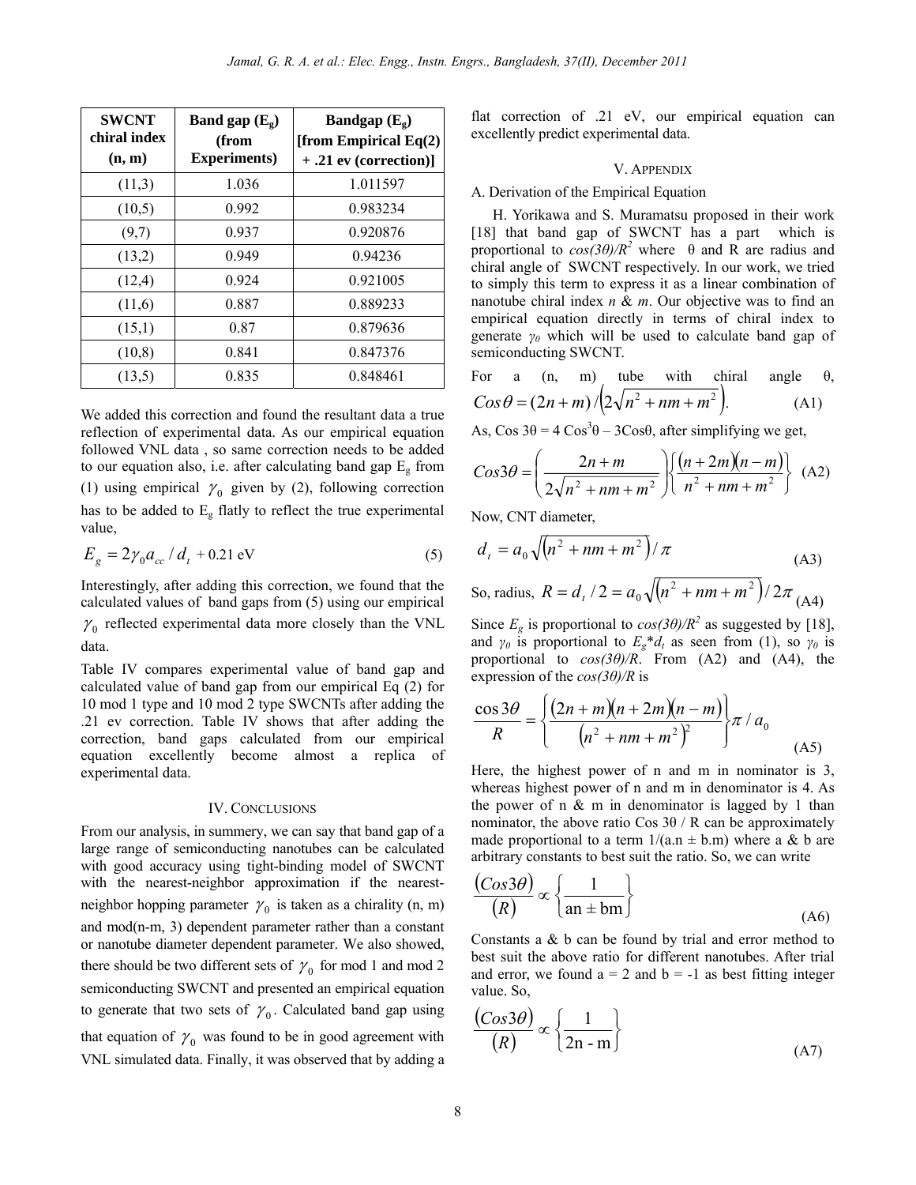| SWCNT chiral index (n, m) | Band gap ($E_g$) (from Experiments) | Bandgap ($E_g$) [from Empirical Eq(2) + .21 ev (correction)] |
|---|---|---|
| (11,3) | 1.036 | 1.011597 |
| (10,5) | 0.992 | 0.983234 |
| (9,7) | 0.937 | 0.920876 |
| (13,2) | 0.949 | 0.94236 |
| (12,4) | 0.924 | 0.921005 |
| (11,6) | 0.887 | 0.889233 |
| (15,1) | 0.87 | 0.879636 |
| (10,8) | 0.841 | 0.847376 |
| (13,5) | 0.835 | 0.848461 |

We added this correction and found the resultant data a true reflection of experimental data. As our empirical equation followed VNL data , so same correction needs to be added to our equation also, i.e. after calculating band gap $E_g$ from (1) using empirical $\gamma_0$ given by (2), following correction has to be added to $E_g$ flatly to reflect the true experimental value,

$$E_g = 2\gamma_0 a_{cc} / d_t + 0.21 \text{ eV} \tag{5}$$

Interestingly, after adding this correction, we found that the calculated values of band gaps from (5) using our empirical $\gamma_0$ reflected experimental data more closely than the VNL data.

Table IV compares experimental value of band gap and calculated value of band gap from our empirical Eq (2) for 10 mod 1 type and 10 mod 2 type SWCNTs after adding the .21 ev correction. Table IV shows that after adding the correction, band gaps calculated from our empirical equation excellently become almost a replica of experimental data.

## IV. Conclusions

From our analysis, in summery, we can say that band gap of a large range of semiconducting nanotubes can be calculated with good accuracy using tight-binding model of SWCNT with the nearest-neighbor approximation if the nearest-neighbor hopping parameter $\gamma_0$ is taken as a chirality (n, m) and mod(n-m, 3) dependent parameter rather than a constant or nanotube diameter dependent parameter. We also showed, there should be two different sets of $\gamma_0$ for mod 1 and mod 2 semiconducting SWCNT and presented an empirical equation to generate that two sets of $\gamma_0$. Calculated band gap using that equation of $\gamma_0$ was found to be in good agreement with VNL simulated data. Finally, it was observed that by adding a flat correction of .21 eV, our empirical equation can excellently predict experimental data.

## V. Appendix

### A. Derivation of the Empirical Equation

H. Yorikawa and S. Muramatsu proposed in their work [18] that band gap of SWCNT has a part which is proportional to $\cos(3\theta)/R^2$ where $\theta$ and R are radius and chiral angle of SWCNT respectively. In our work, we tried to simply this term to express it as a linear combination of nanotube chiral index *n* & *m*. Our objective was to find an empirical equation directly in terms of chiral index to generate $\gamma_0$ which will be used to calculate band gap of semiconducting SWCNT.

For a (n, m) tube with chiral angle θ,

$$\cos\theta = (2n+m) / \left(2\sqrt{n^2+nm+m^2}\right). \tag{A1}$$

As, $\cos 3\theta = 4\cos^3\theta - 3\cos\theta$, after simplifying we get,

$$\cos 3\theta = \left(\frac{2n+m}{2\sqrt{n^2+nm+m^2}}\right)\left\{\frac{(n+2m)(n-m)}{n^2+nm+m^2}\right\} \tag{A2}$$

Now, CNT diameter,

$$d_t = a_0\sqrt{\left(n^2+nm+m^2\right)} / \pi \tag{A3}$$

So, radius,

$$R = d_t / 2 = a_0\sqrt{\left(n^2+nm+m^2\right)} / 2\pi \tag{A4}$$

Since $E_g$ is proportional to $\cos(3\theta)/R^2$ as suggested by [18], and $\gamma_0$ is proportional to $E_g * d_t$ as seen from (1), so $\gamma_0$ is proportional to $\cos(3\theta)/R$. From (A2) and (A4), the expression of the $\cos(3\theta)/R$ is

$$\frac{\cos 3\theta}{R} = \left\{\frac{(2n+m)(n+2m)(n-m)}{\left(n^2+nm+m^2\right)^2}\right\}\pi / a_0 \tag{A5}$$

Here, the highest power of n and m in nominator is 3, whereas highest power of n and m in denominator is 4. As the power of n & m in denominator is lagged by 1 than nominator, the above ratio Cos 3θ / R can be approximately made proportional to a term 1/(a.n ± b.m) where a & b are arbitrary constants to best suit the ratio. So, we can write

$$\frac{(\cos 3\theta)}{(R)} \propto \left\{\frac{1}{\text{an} \pm \text{bm}}\right\} \tag{A6}$$

Constants a & b can be found by trial and error method to best suit the above ratio for different nanotubes. After trial and error, we found a = 2 and b = -1 as best fitting integer value. So,

$$\frac{(\cos 3\theta)}{(R)} \propto \left\{\frac{1}{\text{2n - m}}\right\} \tag{A7}$$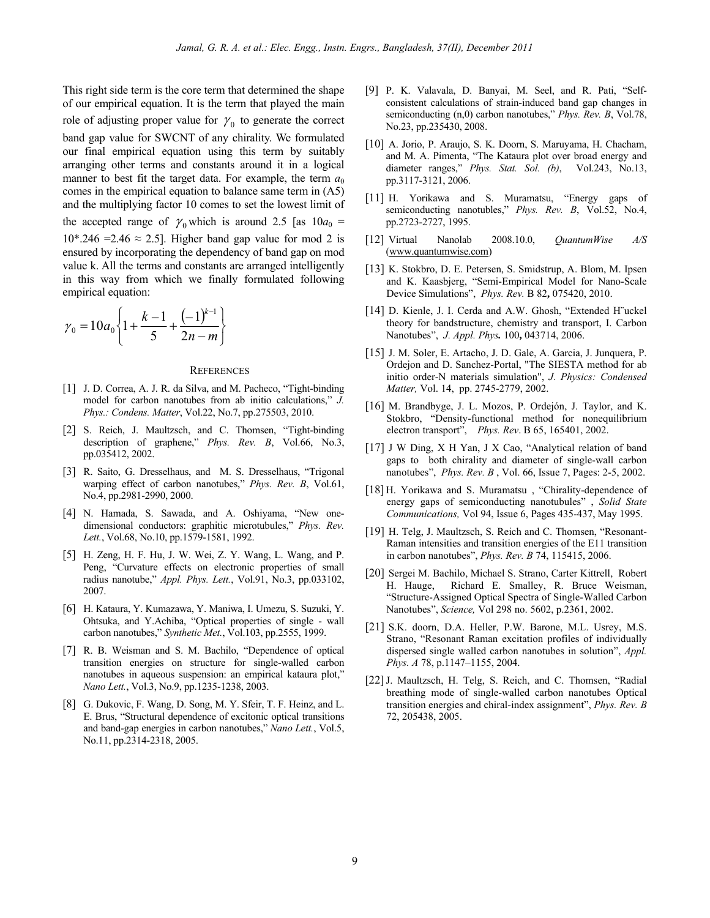This right side term is the core term that determined the shape of our empirical equation. It is the term that played the main role of adjusting proper value for $\gamma_0$ to generate the correct band gap value for SWCNT of any chirality. We formulated our final empirical equation using this term by suitably arranging other terms and constants around it in a logical manner to best fit the target data. For example, the term $a_0$ comes in the empirical equation to balance same term in (A5) and the multiplying factor 10 comes to set the lowest limit of the accepted range of $\gamma_0$ which is around 2.5 [as $10a_0$ = 10*.246 =2.46 ≈ 2.5]. Higher band gap value for mod 2 is ensured by incorporating the dependency of band gap on mod value k. All the terms and constants are arranged intelligently in this way from which we finally formulated following empirical equation:

$$\gamma_0 = 10a_0\left\{1 + \frac{k-1}{5} + \frac{(-1)^{k-1}}{2n-m}\right\}$$

## REFERENCES

[1] J. D. Correa, A. J. R. da Silva, and M. Pacheco, "Tight-binding model for carbon nanotubes from ab initio calculations," *J. Phys.: Condens. Matter*, Vol.22, No.7, pp.275503, 2010.

[2] S. Reich, J. Maultzsch, and C. Thomsen, "Tight-binding description of graphene," *Phys. Rev. B*, Vol.66, No.3, pp.035412, 2002.

[3] R. Saito, G. Dresselhaus, and M. S. Dresselhaus, "Trigonal warping effect of carbon nanotubes," *Phys. Rev. B*, Vol.61, No.4, pp.2981-2990, 2000.

[4] N. Hamada, S. Sawada, and A. Oshiyama, "New one-dimensional conductors: graphitic microtubules," *Phys. Rev. Lett.*, Vol.68, No.10, pp.1579-1581, 1992.

[5] H. Zeng, H. F. Hu, J. W. Wei, Z. Y. Wang, L. Wang, and P. Peng, "Curvature effects on electronic properties of small radius nanotube," *Appl. Phys. Lett.*, Vol.91, No.3, pp.033102, 2007.

[6] H. Kataura, Y. Kumazawa, Y. Maniwa, I. Umezu, S. Suzuki, Y. Ohtsuka, and Y.Achiba, "Optical properties of single - wall carbon nanotubes," *Synthetic Met.*, Vol.103, pp.2555, 1999.

[7] R. B. Weisman and S. M. Bachilo, "Dependence of optical transition energies on structure for single-walled carbon nanotubes in aqueous suspension: an empirical kataura plot," *Nano Lett.*, Vol.3, No.9, pp.1235-1238, 2003.

[8] G. Dukovic, F. Wang, D. Song, M. Y. Sfeir, T. F. Heinz, and L. E. Brus, "Structural dependence of excitonic optical transitions and band-gap energies in carbon nanotubes," *Nano Lett.*, Vol.5, No.11, pp.2314-2318, 2005.

[9] P. K. Valavala, D. Banyai, M. Seel, and R. Pati, "Self-consistent calculations of strain-induced band gap changes in semiconducting (n,0) carbon nanotubes," *Phys. Rev. B*, Vol.78, No.23, pp.235430, 2008.

[10] A. Jorio, P. Araujo, S. K. Doorn, S. Maruyama, H. Chacham, and M. A. Pimenta, "The Kataura plot over broad energy and diameter ranges," *Phys. Stat. Sol. (b)*, Vol.243, No.13, pp.3117-3121, 2006.

[11] H. Yorikawa and S. Muramatsu, "Energy gaps of semiconducting nanotubles," *Phys. Rev. B*, Vol.52, No.4, pp.2723-2727, 1995.

[12] Virtual Nanolab 2008.10.0, *QuantumWise A/S* (www.quantumwise.com)

[13] K. Stokbro, D. E. Petersen, S. Smidstrup, A. Blom, M. Ipsen and K. Kaasbjerg, "Semi-Empirical Model for Nano-Scale Device Simulations", *Phys. Rev.* B 82**,** 075420, 2010.

[14] D. Kienle, J. I. Cerda and A.W. Ghosh, "Extended H¨uckel theory for bandstructure, chemistry and transport, I. Carbon Nanotubes", *J. Appl. Phys.* 100**,** 043714, 2006.

[15] J. M. Soler, E. Artacho, J. D. Gale, A. Garcia, J. Junquera, P. Ordejon and D. Sanchez-Portal, "The SIESTA method for ab initio order-N materials simulation", *J. Physics: Condensed Matter,* Vol. 14, pp. 2745-2779, 2002.

[16] M. Brandbyge, J. L. Mozos, P. Ordejón, J. Taylor, and K. Stokbro, "Density-functional method for nonequilibrium electron transport", *Phys. Rev*. B 65, 165401, 2002.

[17] J W Ding, X H Yan, J X Cao, "Analytical relation of band gaps to both chirality and diameter of single-wall carbon nanotubes", *Phys. Rev. B* , Vol. 66, Issue 7, Pages: 2-5, 2002.

[18] H. Yorikawa and S. Muramatsu , "Chirality-dependence of energy gaps of semiconducting nanotubules" , *Solid State Communications,* Vol 94, Issue 6, Pages 435-437, May 1995.

[19] H. Telg, J. Maultzsch, S. Reich and C. Thomsen, "Resonant-Raman intensities and transition energies of the E11 transition in carbon nanotubes", *Phys. Rev. B* 74, 115415, 2006.

[20] Sergei M. Bachilo, Michael S. Strano, Carter Kittrell, Robert H. Hauge, Richard E. Smalley, R. Bruce Weisman, "Structure-Assigned Optical Spectra of Single-Walled Carbon Nanotubes", *Science,* Vol 298 no. 5602, p.2361, 2002.

[21] S.K. doorn, D.A. Heller, P.W. Barone, M.L. Usrey, M.S. Strano, "Resonant Raman excitation profiles of individually dispersed single walled carbon nanotubes in solution", *Appl. Phys. A* 78, p.1147–1155, 2004.

[22] J. Maultzsch, H. Telg, S. Reich, and C. Thomsen, "Radial breathing mode of single-walled carbon nanotubes Optical transition energies and chiral-index assignment", *Phys. Rev. B* 72, 205438, 2005.